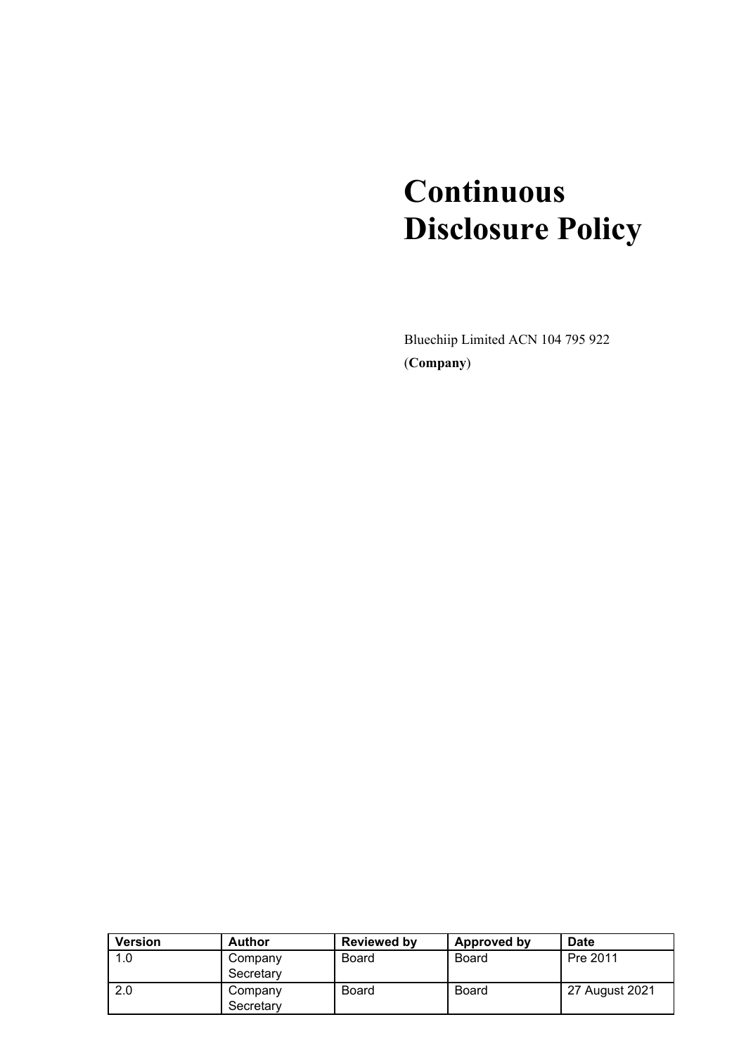# Continuous Disclosure Policy

Bluechiip Limited ACN 104 795 922

(**Company**)

| Version | Author | Reviewed by | Approved by | Date |
| --- | --- | --- | --- | --- |
| 1.0 | Company Secretary | Board | Board | Pre 2011 |
| 2.0 | Company Secretary | Board | Board | 27 August 2021 |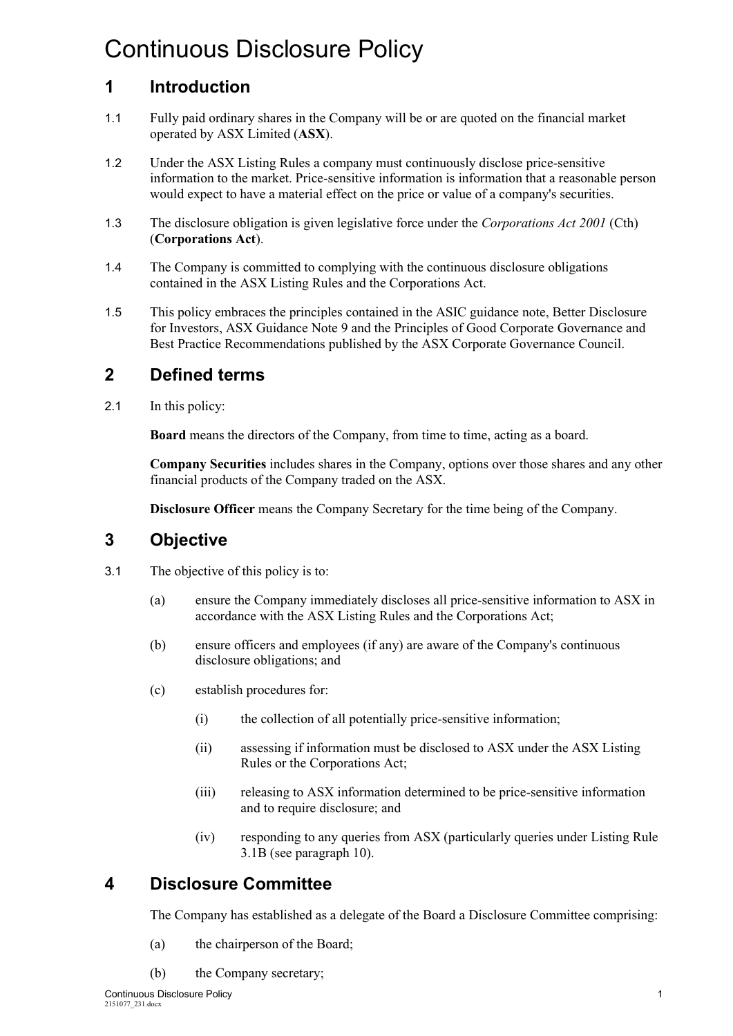# Continuous Disclosure Policy

## 1 Introduction

1.1 Fully paid ordinary shares in the Company will be or are quoted on the financial market operated by ASX Limited (**ASX**).

1.2 Under the ASX Listing Rules a company must continuously disclose price-sensitive information to the market. Price-sensitive information is information that a reasonable person would expect to have a material effect on the price or value of a company's securities.

1.3 The disclosure obligation is given legislative force under the *Corporations Act 2001* (Cth) (**Corporations Act**).

1.4 The Company is committed to complying with the continuous disclosure obligations contained in the ASX Listing Rules and the Corporations Act.

1.5 This policy embraces the principles contained in the ASIC guidance note, Better Disclosure for Investors, ASX Guidance Note 9 and the Principles of Good Corporate Governance and Best Practice Recommendations published by the ASX Corporate Governance Council.

## 2 Defined terms

2.1 In this policy:

**Board** means the directors of the Company, from time to time, acting as a board.

**Company Securities** includes shares in the Company, options over those shares and any other financial products of the Company traded on the ASX.

**Disclosure Officer** means the Company Secretary for the time being of the Company.

## 3 Objective

3.1 The objective of this policy is to:

(a) ensure the Company immediately discloses all price-sensitive information to ASX in accordance with the ASX Listing Rules and the Corporations Act;

(b) ensure officers and employees (if any) are aware of the Company's continuous disclosure obligations; and

(c) establish procedures for:

(i) the collection of all potentially price-sensitive information;

(ii) assessing if information must be disclosed to ASX under the ASX Listing Rules or the Corporations Act;

(iii) releasing to ASX information determined to be price-sensitive information and to require disclosure; and

(iv) responding to any queries from ASX (particularly queries under Listing Rule 3.1B (see paragraph 10).

## 4 Disclosure Committee

The Company has established as a delegate of the Board a Disclosure Committee comprising:

(a) the chairperson of the Board;

(b) the Company secretary;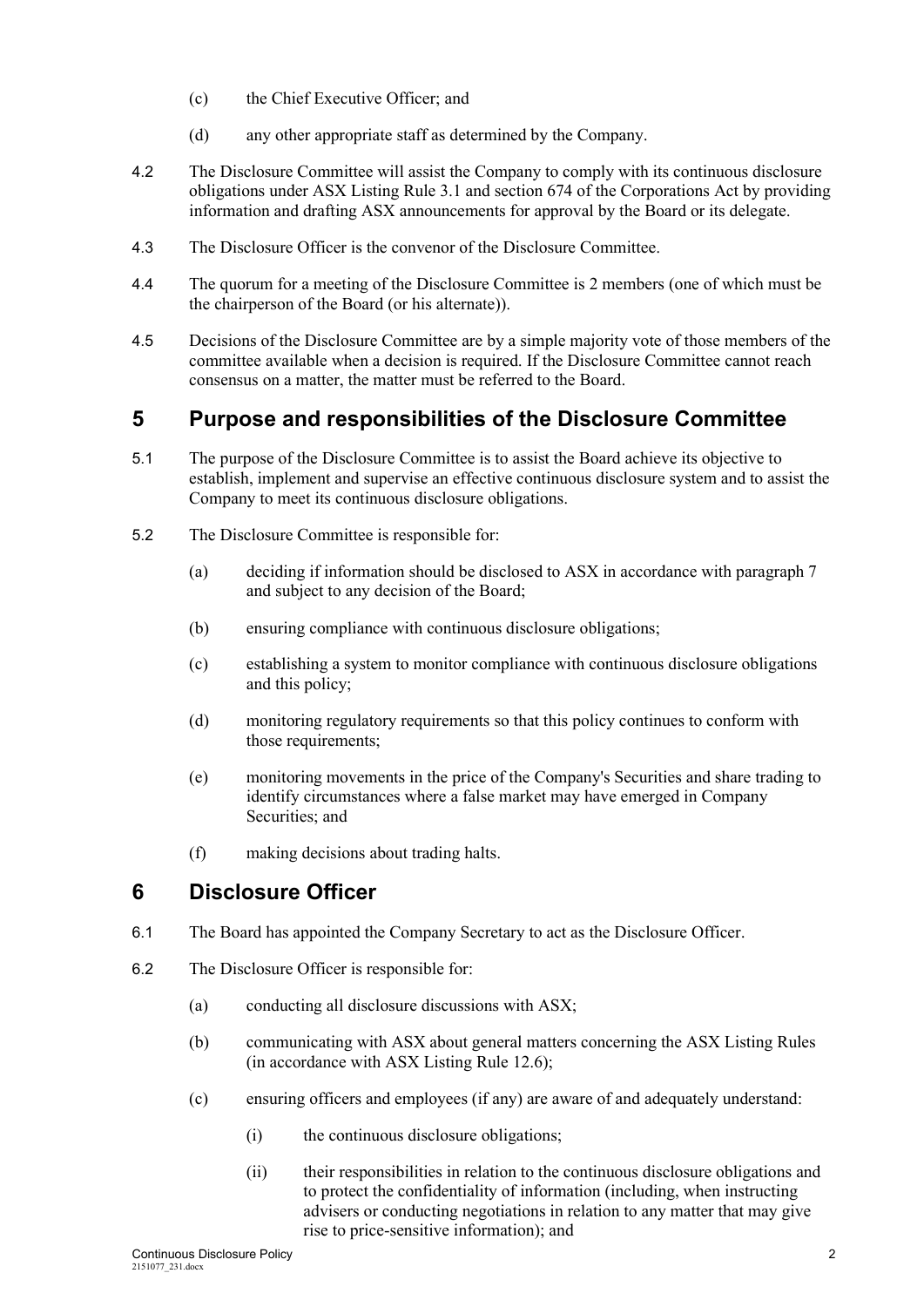(c) the Chief Executive Officer; and

(d) any other appropriate staff as determined by the Company.

4.2 The Disclosure Committee will assist the Company to comply with its continuous disclosure obligations under ASX Listing Rule 3.1 and section 674 of the Corporations Act by providing information and drafting ASX announcements for approval by the Board or its delegate.

4.3 The Disclosure Officer is the convenor of the Disclosure Committee.

4.4 The quorum for a meeting of the Disclosure Committee is 2 members (one of which must be the chairperson of the Board (or his alternate)).

4.5 Decisions of the Disclosure Committee are by a simple majority vote of those members of the committee available when a decision is required. If the Disclosure Committee cannot reach consensus on a matter, the matter must be referred to the Board.

## 5 Purpose and responsibilities of the Disclosure Committee

5.1 The purpose of the Disclosure Committee is to assist the Board achieve its objective to establish, implement and supervise an effective continuous disclosure system and to assist the Company to meet its continuous disclosure obligations.

5.2 The Disclosure Committee is responsible for:

(a) deciding if information should be disclosed to ASX in accordance with paragraph 7 and subject to any decision of the Board;

(b) ensuring compliance with continuous disclosure obligations;

(c) establishing a system to monitor compliance with continuous disclosure obligations and this policy;

(d) monitoring regulatory requirements so that this policy continues to conform with those requirements;

(e) monitoring movements in the price of the Company's Securities and share trading to identify circumstances where a false market may have emerged in Company Securities; and

(f) making decisions about trading halts.

## 6 Disclosure Officer

6.1 The Board has appointed the Company Secretary to act as the Disclosure Officer.

6.2 The Disclosure Officer is responsible for:

(a) conducting all disclosure discussions with ASX;

(b) communicating with ASX about general matters concerning the ASX Listing Rules (in accordance with ASX Listing Rule 12.6);

(c) ensuring officers and employees (if any) are aware of and adequately understand:

(i) the continuous disclosure obligations;

(ii) their responsibilities in relation to the continuous disclosure obligations and to protect the confidentiality of information (including, when instructing advisers or conducting negotiations in relation to any matter that may give rise to price-sensitive information); and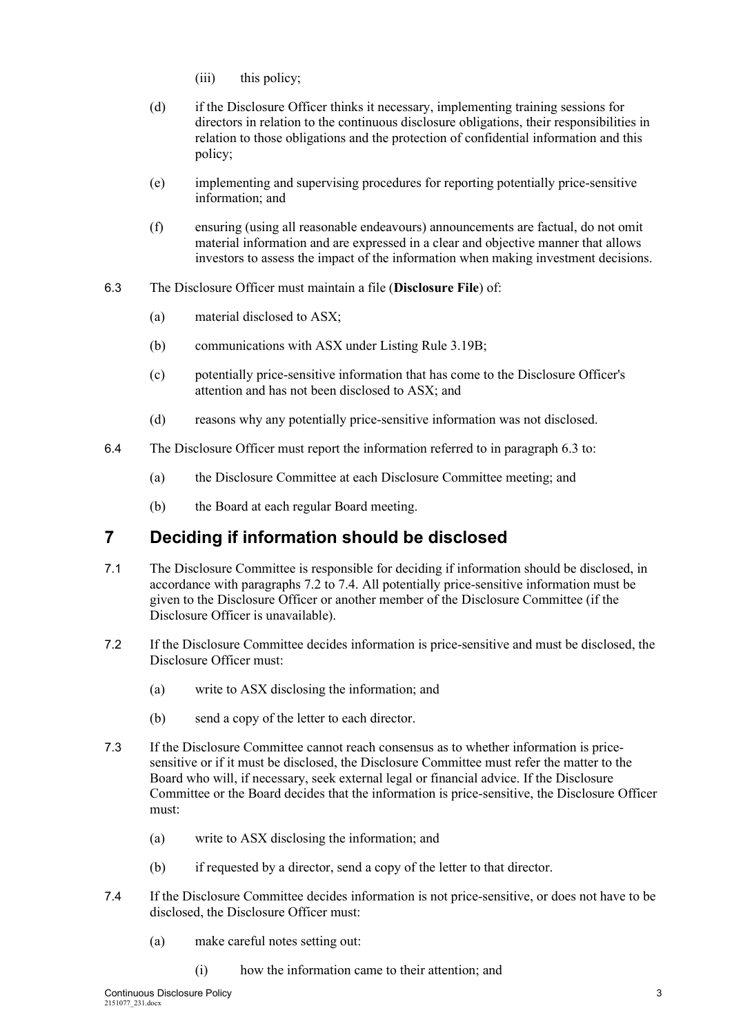(iii) this policy;

(d) if the Disclosure Officer thinks it necessary, implementing training sessions for directors in relation to the continuous disclosure obligations, their responsibilities in relation to those obligations and the protection of confidential information and this policy;

(e) implementing and supervising procedures for reporting potentially price-sensitive information; and

(f) ensuring (using all reasonable endeavours) announcements are factual, do not omit material information and are expressed in a clear and objective manner that allows investors to assess the impact of the information when making investment decisions.

6.3 The Disclosure Officer must maintain a file (**Disclosure File**) of:

(a) material disclosed to ASX;

(b) communications with ASX under Listing Rule 3.19B;

(c) potentially price-sensitive information that has come to the Disclosure Officer's attention and has not been disclosed to ASX; and

(d) reasons why any potentially price-sensitive information was not disclosed.

6.4 The Disclosure Officer must report the information referred to in paragraph 6.3 to:

(a) the Disclosure Committee at each Disclosure Committee meeting; and

(b) the Board at each regular Board meeting.

## 7 Deciding if information should be disclosed

7.1 The Disclosure Committee is responsible for deciding if information should be disclosed, in accordance with paragraphs 7.2 to 7.4. All potentially price-sensitive information must be given to the Disclosure Officer or another member of the Disclosure Committee (if the Disclosure Officer is unavailable).

7.2 If the Disclosure Committee decides information is price-sensitive and must be disclosed, the Disclosure Officer must:

(a) write to ASX disclosing the information; and

(b) send a copy of the letter to each director.

7.3 If the Disclosure Committee cannot reach consensus as to whether information is price-sensitive or if it must be disclosed, the Disclosure Committee must refer the matter to the Board who will, if necessary, seek external legal or financial advice. If the Disclosure Committee or the Board decides that the information is price-sensitive, the Disclosure Officer must:

(a) write to ASX disclosing the information; and

(b) if requested by a director, send a copy of the letter to that director.

7.4 If the Disclosure Committee decides information is not price-sensitive, or does not have to be disclosed, the Disclosure Officer must:

(a) make careful notes setting out:

(i) how the information came to their attention; and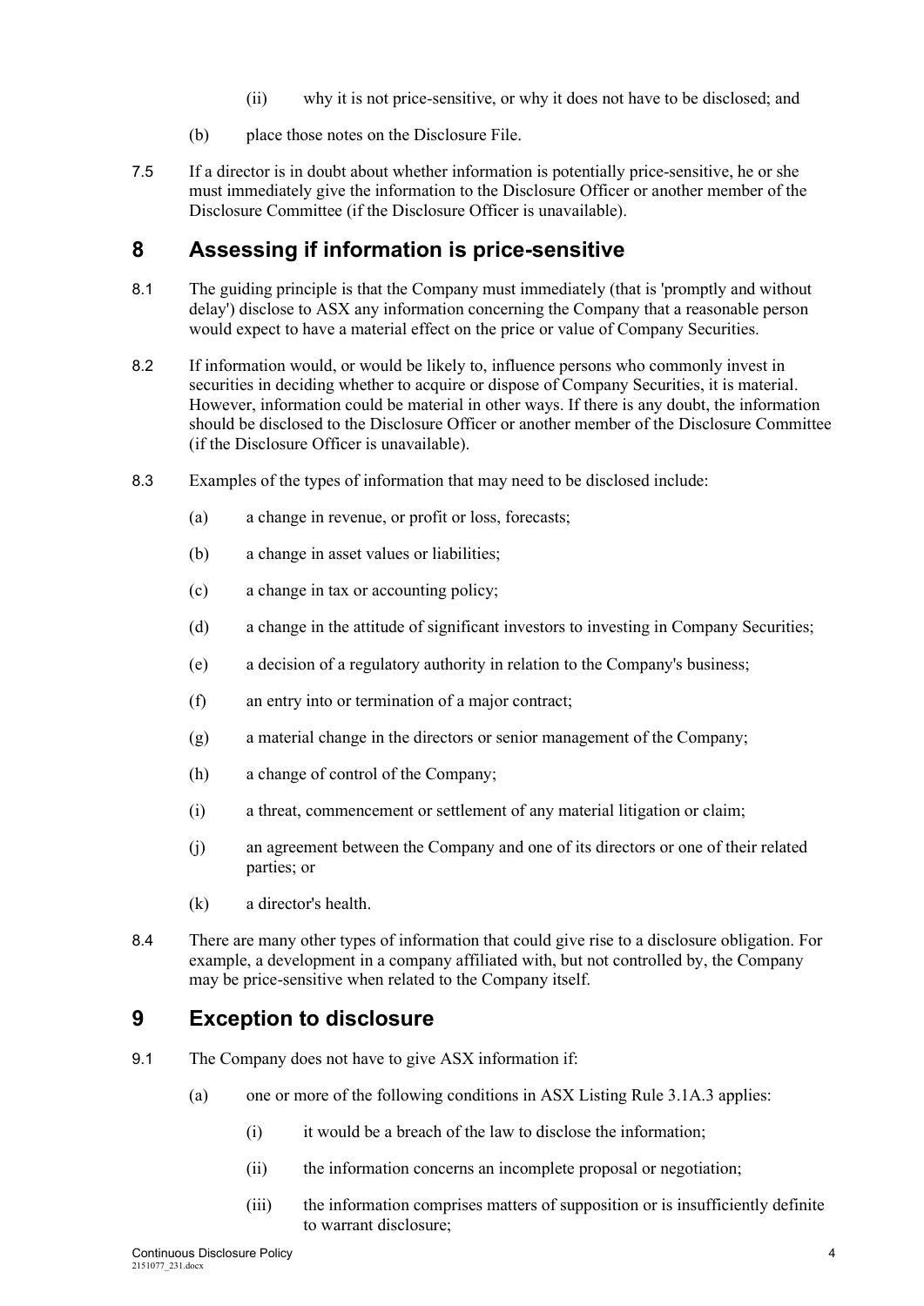(ii) why it is not price-sensitive, or why it does not have to be disclosed; and

(b) place those notes on the Disclosure File.

7.5 If a director is in doubt about whether information is potentially price-sensitive, he or she must immediately give the information to the Disclosure Officer or another member of the Disclosure Committee (if the Disclosure Officer is unavailable).

## 8 Assessing if information is price-sensitive

8.1 The guiding principle is that the Company must immediately (that is 'promptly and without delay') disclose to ASX any information concerning the Company that a reasonable person would expect to have a material effect on the price or value of Company Securities.

8.2 If information would, or would be likely to, influence persons who commonly invest in securities in deciding whether to acquire or dispose of Company Securities, it is material. However, information could be material in other ways. If there is any doubt, the information should be disclosed to the Disclosure Officer or another member of the Disclosure Committee (if the Disclosure Officer is unavailable).

8.3 Examples of the types of information that may need to be disclosed include:

(a) a change in revenue, or profit or loss, forecasts;

(b) a change in asset values or liabilities;

(c) a change in tax or accounting policy;

(d) a change in the attitude of significant investors to investing in Company Securities;

(e) a decision of a regulatory authority in relation to the Company's business;

(f) an entry into or termination of a major contract;

(g) a material change in the directors or senior management of the Company;

(h) a change of control of the Company;

(i) a threat, commencement or settlement of any material litigation or claim;

(j) an agreement between the Company and one of its directors or one of their related parties; or

(k) a director's health.

8.4 There are many other types of information that could give rise to a disclosure obligation. For example, a development in a company affiliated with, but not controlled by, the Company may be price-sensitive when related to the Company itself.

## 9 Exception to disclosure

9.1 The Company does not have to give ASX information if:

(a) one or more of the following conditions in ASX Listing Rule 3.1A.3 applies:

(i) it would be a breach of the law to disclose the information;

(ii) the information concerns an incomplete proposal or negotiation;

(iii) the information comprises matters of supposition or is insufficiently definite to warrant disclosure;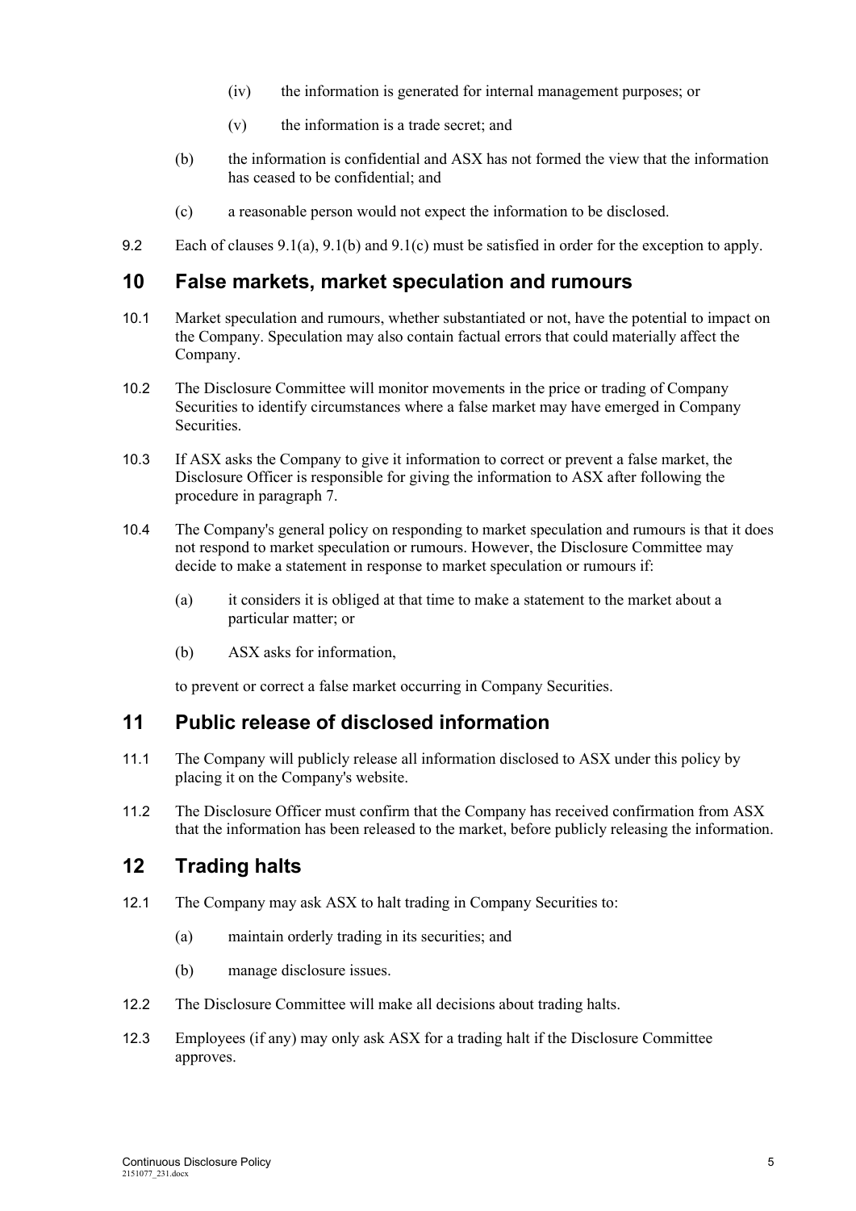(iv) the information is generated for internal management purposes; or

(v) the information is a trade secret; and

(b) the information is confidential and ASX has not formed the view that the information has ceased to be confidential; and

(c) a reasonable person would not expect the information to be disclosed.

9.2 Each of clauses 9.1(a), 9.1(b) and 9.1(c) must be satisfied in order for the exception to apply.

## 10 False markets, market speculation and rumours

10.1 Market speculation and rumours, whether substantiated or not, have the potential to impact on the Company. Speculation may also contain factual errors that could materially affect the Company.

10.2 The Disclosure Committee will monitor movements in the price or trading of Company Securities to identify circumstances where a false market may have emerged in Company Securities.

10.3 If ASX asks the Company to give it information to correct or prevent a false market, the Disclosure Officer is responsible for giving the information to ASX after following the procedure in paragraph 7.

10.4 The Company's general policy on responding to market speculation and rumours is that it does not respond to market speculation or rumours. However, the Disclosure Committee may decide to make a statement in response to market speculation or rumours if:

(a) it considers it is obliged at that time to make a statement to the market about a particular matter; or

(b) ASX asks for information,

to prevent or correct a false market occurring in Company Securities.

## 11 Public release of disclosed information

11.1 The Company will publicly release all information disclosed to ASX under this policy by placing it on the Company's website.

11.2 The Disclosure Officer must confirm that the Company has received confirmation from ASX that the information has been released to the market, before publicly releasing the information.

## 12 Trading halts

12.1 The Company may ask ASX to halt trading in Company Securities to:

(a) maintain orderly trading in its securities; and

(b) manage disclosure issues.

12.2 The Disclosure Committee will make all decisions about trading halts.

12.3 Employees (if any) may only ask ASX for a trading halt if the Disclosure Committee approves.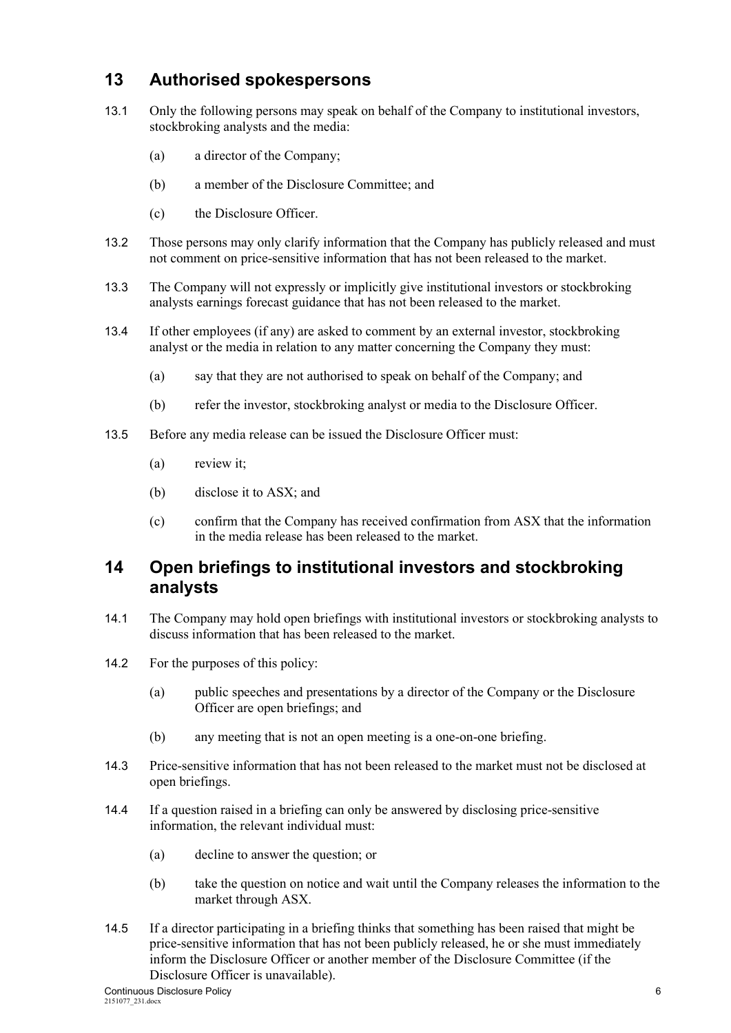## 13 Authorised spokespersons

13.1 Only the following persons may speak on behalf of the Company to institutional investors, stockbroking analysts and the media:

(a) a director of the Company;

(b) a member of the Disclosure Committee; and

(c) the Disclosure Officer.

13.2 Those persons may only clarify information that the Company has publicly released and must not comment on price-sensitive information that has not been released to the market.

13.3 The Company will not expressly or implicitly give institutional investors or stockbroking analysts earnings forecast guidance that has not been released to the market.

13.4 If other employees (if any) are asked to comment by an external investor, stockbroking analyst or the media in relation to any matter concerning the Company they must:

(a) say that they are not authorised to speak on behalf of the Company; and

(b) refer the investor, stockbroking analyst or media to the Disclosure Officer.

13.5 Before any media release can be issued the Disclosure Officer must:

(a) review it;

(b) disclose it to ASX; and

(c) confirm that the Company has received confirmation from ASX that the information in the media release has been released to the market.

## 14 Open briefings to institutional investors and stockbroking analysts

14.1 The Company may hold open briefings with institutional investors or stockbroking analysts to discuss information that has been released to the market.

14.2 For the purposes of this policy:

(a) public speeches and presentations by a director of the Company or the Disclosure Officer are open briefings; and

(b) any meeting that is not an open meeting is a one-on-one briefing.

14.3 Price-sensitive information that has not been released to the market must not be disclosed at open briefings.

14.4 If a question raised in a briefing can only be answered by disclosing price-sensitive information, the relevant individual must:

(a) decline to answer the question; or

(b) take the question on notice and wait until the Company releases the information to the market through ASX.

14.5 If a director participating in a briefing thinks that something has been raised that might be price-sensitive information that has not been publicly released, he or she must immediately inform the Disclosure Officer or another member of the Disclosure Committee (if the Disclosure Officer is unavailable).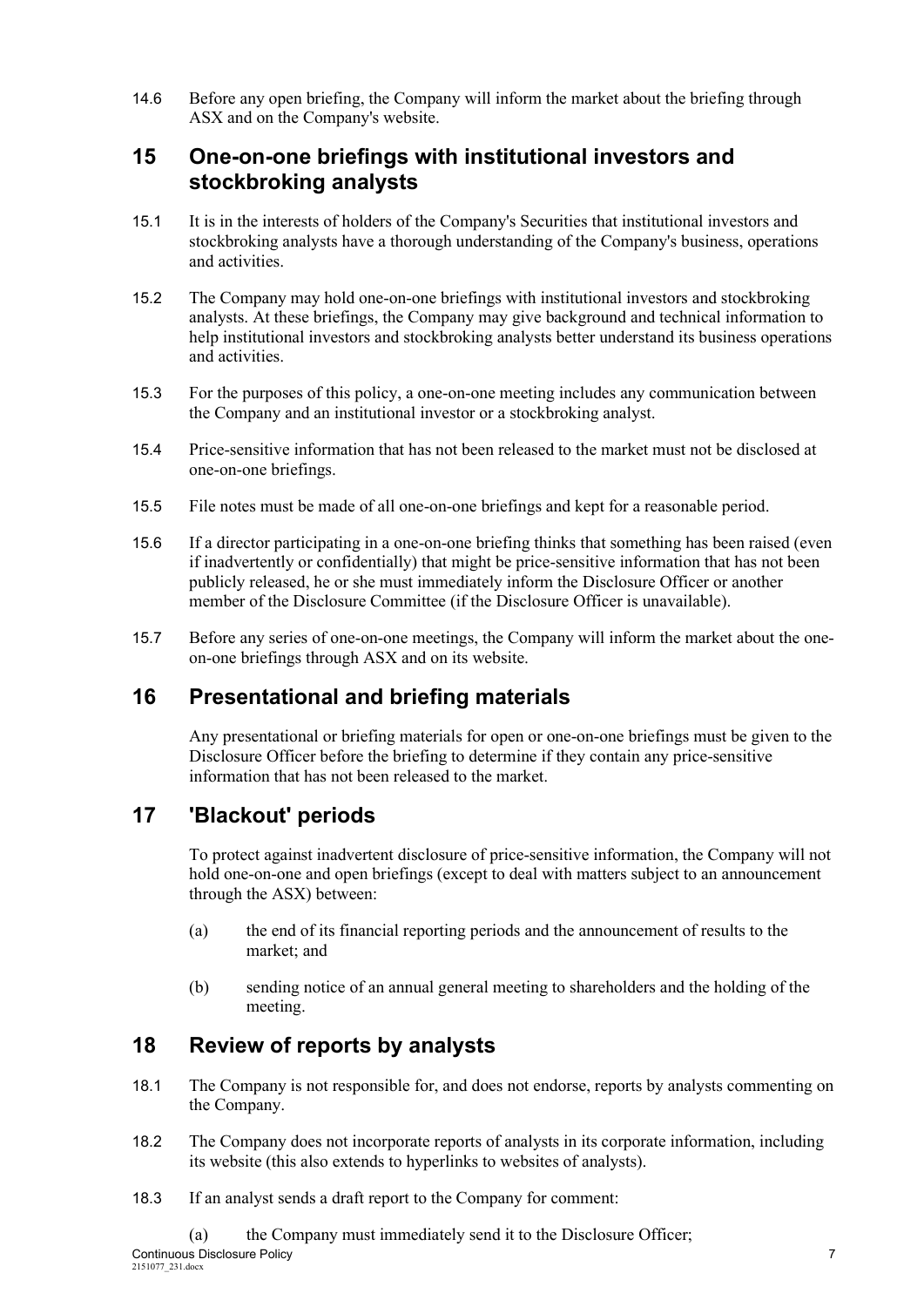14.6 Before any open briefing, the Company will inform the market about the briefing through ASX and on the Company's website.

## 15 One-on-one briefings with institutional investors and stockbroking analysts

15.1 It is in the interests of holders of the Company's Securities that institutional investors and stockbroking analysts have a thorough understanding of the Company's business, operations and activities.

15.2 The Company may hold one-on-one briefings with institutional investors and stockbroking analysts. At these briefings, the Company may give background and technical information to help institutional investors and stockbroking analysts better understand its business operations and activities.

15.3 For the purposes of this policy, a one-on-one meeting includes any communication between the Company and an institutional investor or a stockbroking analyst.

15.4 Price-sensitive information that has not been released to the market must not be disclosed at one-on-one briefings.

15.5 File notes must be made of all one-on-one briefings and kept for a reasonable period.

15.6 If a director participating in a one-on-one briefing thinks that something has been raised (even if inadvertently or confidentially) that might be price-sensitive information that has not been publicly released, he or she must immediately inform the Disclosure Officer or another member of the Disclosure Committee (if the Disclosure Officer is unavailable).

15.7 Before any series of one-on-one meetings, the Company will inform the market about the one-on-one briefings through ASX and on its website.

## 16 Presentational and briefing materials

Any presentational or briefing materials for open or one-on-one briefings must be given to the Disclosure Officer before the briefing to determine if they contain any price-sensitive information that has not been released to the market.

## 17 'Blackout' periods

To protect against inadvertent disclosure of price-sensitive information, the Company will not hold one-on-one and open briefings (except to deal with matters subject to an announcement through the ASX) between:

(a) the end of its financial reporting periods and the announcement of results to the market; and

(b) sending notice of an annual general meeting to shareholders and the holding of the meeting.

## 18 Review of reports by analysts

18.1 The Company is not responsible for, and does not endorse, reports by analysts commenting on the Company.

18.2 The Company does not incorporate reports of analysts in its corporate information, including its website (this also extends to hyperlinks to websites of analysts).

18.3 If an analyst sends a draft report to the Company for comment:

(a) the Company must immediately send it to the Disclosure Officer;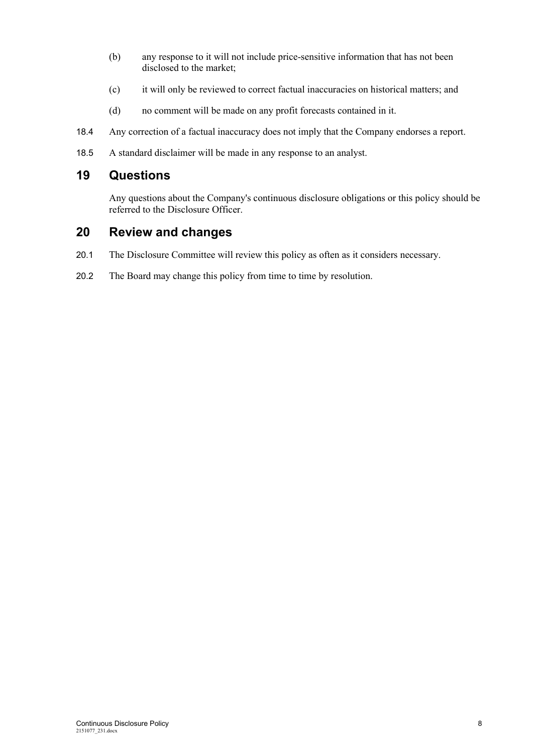(b) any response to it will not include price-sensitive information that has not been disclosed to the market;

(c) it will only be reviewed to correct factual inaccuracies on historical matters; and

(d) no comment will be made on any profit forecasts contained in it.

18.4 Any correction of a factual inaccuracy does not imply that the Company endorses a report.

18.5 A standard disclaimer will be made in any response to an analyst.

## 19 Questions

Any questions about the Company's continuous disclosure obligations or this policy should be referred to the Disclosure Officer.

## 20 Review and changes

20.1 The Disclosure Committee will review this policy as often as it considers necessary.

20.2 The Board may change this policy from time to time by resolution.